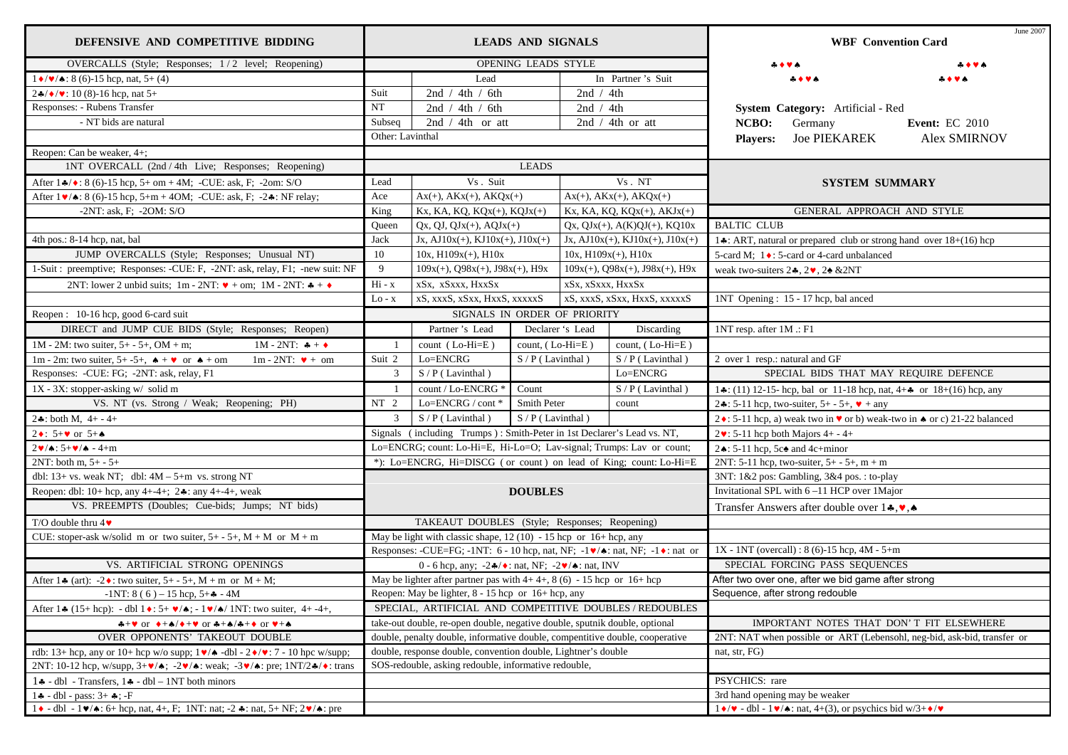# DEFENSIVE AND COMPETITIVE BIDDING

| OVERCALLS (Style; Responses; 1 / 2 level; Reopening) |
|---|
| 1♦/♥/♠: 8 (6)-15 hcp, nat, 5+ (4) |
| 2♣/♦/♥: 10 (8)-16 hcp, nat 5+ |
| Responses: - Rubens Transfer |
| - NT bids are natural |
| |
| Reopen: Can be weaker, 4+; |

| 1NT OVERCALL (2nd / 4th Live; Responses; Reopening) |
|---|
| After 1♣/♦: 8 (6)-15 hcp, 5+ om + 4M; -CUE: ask, F; -2om: S/O |
| After 1♥/♠: 8 (6)-15 hcp, 5+m + 4OM; -CUE: ask, F; -2♣: NF relay; |
| -2NT: ask, F; -2OM: S/O |
| |
| 4th pos.: 8-14 hcp, nat, bal |

| JUMP OVERCALLS (Style; Responses; Unusual NT) |
|---|
| 1-Suit : preemptive; Responses: -CUE: F, -2NT: ask, relay, F1; -new suit: NF |
| 2NT: lower 2 unbid suits; 1m - 2NT: ♥ + om; 1M - 2NT: ♣ + ♦ |
| |
| Reopen : 10-16 hcp, good 6-card suit |

| DIRECT and JUMP CUE BIDS (Style; Responses; Reopen) | |
|---|---|
| 1M - 2M: two suiter, 5+ - 5+, OM + m; | 1M - 2NT: ♣ + ♦ |
| 1m - 2m: two suiter, 5+ -5+, ♠ + ♥ or ♠ + om | 1m - 2NT: ♥ + om |
| Responses: -CUE: FG; -2NT: ask, relay, F1 | |
| 1X - 3X: stopper-asking w/ solid m | |

| VS. NT (vs. Strong / Weak; Reopening; PH) |
|---|
| 2♣: both M, 4+ - 4+ |
| 2♦: 5+♥ or 5+♠ |
| 2♥/♠: 5+♥/♠ - 4+m |
| 2NT: both m, 5+ - 5+ |
| dbl: 13+ vs. weak NT; dbl: 4M – 5+m vs. strong NT |
| Reopen: dbl: 10+ hcp, any 4+-4+; 2♣: any 4+-4+, weak |

| VS. PREEMPTS (Doubles; Cue-bids; Jumps; NT bids) |
|---|
| T/O double thru 4♥ |
| CUE: stoper-ask w/solid m or two suiter, 5+ - 5+, M + M or M + m |
| |

| VS. ARTIFICIAL STRONG OPENINGS |
|---|
| After 1♣ (art): -2♦: two suiter, 5+ - 5+, M + m or M + M; |
| -1NT: 8 ( 6 ) – 15 hcp, 5+♣ - 4M |
| After 1♣ (15+ hcp): - dbl 1♦: 5+ ♥/♠; - 1♥/♠/ 1NT: two suiter, 4+ -4+, |
| ♣+♥ or ♦+♠/♦+♥ or ♣+♠/♣+♦ or ♥+♠ |

| OVER OPPONENTS' TAKEOUT DOUBLE |
|---|
| rdb: 13+ hcp, any or 10+ hcp w/o supp; 1♥/♠ -dbl - 2♦/♥: 7 - 10 hpc w/supp; |
| 2NT: 10-12 hcp, w/supp, 3+♥/♠; -2♥/♠: weak; -3♥/♠: pre; 1NT/2♣/♦: trans |
| 1♣ - dbl - Transfers, 1♣ - dbl – 1NT both minors |
| 1♣ - dbl - pass: 3+ ♣; -F |
| 1♦ - dbl - 1♥/♠: 6+ hcp, nat, 4+, F; 1NT: nat; -2 ♣: nat, 5+ NF; 2♥/♠: pre |

# LEADS AND SIGNALS

| OPENING LEADS STYLE | | |
|---|---|---|
| | Lead | In Partner 's Suit |
| Suit | 2nd / 4th / 6th | 2nd / 4th |
| NT | 2nd / 4th / 6th | 2nd / 4th |
| Subseq | 2nd / 4th or att | 2nd / 4th or att |
| Other: Lavinthal | | |

| LEADS | | |
|---|---|---|
| Lead | Vs . Suit | Vs . NT |
| Ace | Ax(+), AKx(+), AKQx(+) | Ax(+), AKx(+), AKQx(+) |
| King | Kx, KA, KQ, KQx(+), KQJx(+) | Kx, KA, KQ, KQx(+), AKJx(+) |
| Queen | Qx, QJ, QJx(+), AQJx(+) | Qx, QJx(+), A(K)QJ(+), KQ10x |
| Jack | Jx, AJ10x(+), KJ10x(+), J10x(+) | Jx, AJ10x(+), KJ10x(+), J10x(+) |
| 10 | 10x, H109x(+), H10x | 10x, H109x(+), H10x |
| 9 | 109x(+), Q98x(+), J98x(+), H9x | 109x(+), Q98x(+), J98x(+), H9x |
| Hi - x | xSx, xSxxx, HxxSx | xSx, xSxxx, HxxSx |
| Lo - x | xS, xxxS, xSxx, HxxS, xxxxxS | xS, xxxS, xSxx, HxxS, xxxxxS |

| SIGNALS IN ORDER OF PRIORITY | | | | |
|---|---|---|---|---|
| | | Partner 's Lead | Declarer 's Lead | Discarding |
| Suit | 1 | count ( Lo-Hi=E ) | count, ( Lo-Hi=E ) | count, ( Lo-Hi=E ) |
| | 2 | Lo=ENCRG | S / P ( Lavinthal ) | S / P ( Lavinthal ) |
| | 3 | S / P ( Lavinthal ) | | Lo=ENCRG |
| NT | 1 | count / Lo-ENCRG * | Count | S / P ( Lavinthal ) |
| | 2 | Lo=ENCRG / cont * | Smith Peter | count |
| | 3 | S / P ( Lavinthal ) | S / P ( Lavinthal ) | |

Signals (including Trumps ) : Smith-Peter in 1st Declarer's Lead vs. NT,
Lo=ENCRG; count: Lo-Hi=E, Hi-Lo=O; Lav-signal; Trumps: Lav or count;
*): Lo=ENCRG, Hi=DISCG ( or count ) on lead of King; count: Lo-Hi=E

## DOUBLES

| TAKEAUT DOUBLES (Style; Responses; Reopening) |
|---|
| May be light with classic shape, 12 (10) - 15 hcp or 16+ hcp, any |
| Responses: -CUE=FG; -1NT: 6 - 10 hcp, nat, NF; -1♥/♠: nat, NF; -1♦: nat or |
| 0 - 6 hcp, any; -2♣/♦: nat, NF; -2♥/♠: nat, INV |
| May be lighter after partner pas with 4+ 4+, 8 (6) - 15 hcp or 16+ hcp |
| Reopen: May be lighter, 8 - 15 hcp or 16+ hcp, any |

| SPECIAL, ARTIFICIAL AND COMPETITIVE DOUBLES / REDOUBLES |
|---|
| take-out double, re-open double, negative double, sputnik double, optional |
| double, penalty double, informative double, compentitive double, cooperative |
| double, response double, convention double, Lightner's double |
| SOS-redouble, asking redouble, informative redouble, |

# WBF Convention Card

June 2007

**System Category:** Artificial - Red
**NCBO:** Germany **Event:** EC 2010
**Players:** Joe PIEKAREK Alex SMIRNOV

## SYSTEM SUMMARY

| GENERAL APPROACH AND STYLE |
|---|
| BALTIC CLUB |
| 1♣: ART, natural or prepared club or strong hand over 18+(16) hcp |
| 5-card M; 1♦: 5-card or 4-card unbalanced |
| weak two-suiters 2♣, 2♥, 2♠ &2NT |
| |
| 1NT Opening : 15 - 17 hcp, bal anced |
| |
| 1NT resp. after 1M .: F1 |
| |
| 2 over 1 resp.: natural and GF |

| SPECIAL BIDS THAT MAY REQUIRE DEFENCE |
|---|
| 1♣: (11) 12-15- hcp, bal or 11-18 hcp, nat, 4+♣ or 18+(16) hcp, any |
| 2♣: 5-11 hcp, two-suiter, 5+ - 5+, ♥ + any |
| 2♦: 5-11 hcp, a) weak two in ♥ or b) weak-two in ♠ or c) 21-22 balanced |
| 2♥: 5-11 hcp both Majors 4+ - 4+ |
| 2♠: 5-11 hcp, 5c♠ and 4c+minor |
| 2NT: 5-11 hcp, two-suiter, 5+ - 5+, m + m |
| 3NT: 1&2 pos: Gambling, 3&4 pos. : to-play |
| Invitational SPL with 6 –11 HCP over 1Major |
| Transfer Answers after double over 1♣,♥,♠ |
| |
| 1X - 1NT (overcall) : 8 (6)-15 hcp, 4M - 5+m |

| SPECIAL FORCING PASS SEQUENCES |
|---|
| After two over one, after we bid game after strong |
| Sequence, after strong redouble |
| |

| IMPORTANT NOTES THAT DON' T FIT ELSEWHERE |
|---|
| 2NT: NAT when possible or ART (Lebensohl, neg-bid, ask-bid, transfer or |
| nat, str, FG) |
| |
| PSYCHICS: rare |
| 3rd hand opening may be weaker |
| 1♦/♥ - dbl - 1♥/♠: nat, 4+(3), or psychics bid w/3+♦/♥ |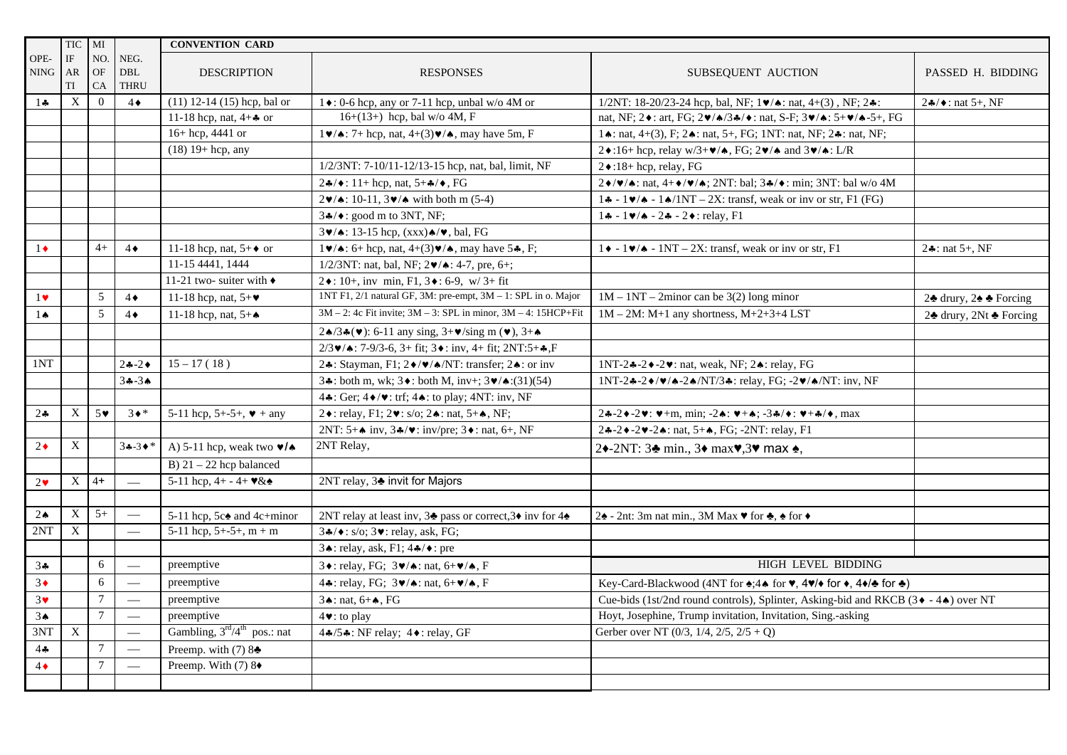| OPE-NING | TIC IF AR TI | MI NO. OF CA | NEG. DBL THRU | CONVENTION CARD DESCRIPTION | RESPONSES | SUBSEQUENT AUCTION | PASSED H. BIDDING |
|---|---|---|---|---|---|---|---|
| 1♣ | X | 0 | 4♦ | (11) 12-14 (15) hcp, bal or | 1♦: 0-6 hcp, any or 7-11 hcp, unbal w/o 4M or | 1/2NT: 18-20/23-24 hcp, bal, NF; 1♥/♠: nat, 4+(3) , NF; 2♣: | 2♣/♦: nat 5+, NF |
| | | | | 11-18 hcp, nat, 4+♣ or | 16+(13+) hcp, bal w/o 4M, F | nat, NF; 2♦: art, FG; 2♥/♠/3♣/♦: nat, S-F; 3♥/♠: 5+♥/♠-5+, FG | |
| | | | | 16+ hcp, 4441 or | 1♥/♠: 7+ hcp, nat, 4+(3)♥/♠, may have 5m, F | 1♠: nat, 4+(3), F; 2♠: nat, 5+, FG; 1NT: nat, NF; 2♣: nat, NF; | |
| | | | | (18) 19+ hcp, any | | 2♦:16+ hcp, relay w/3+♥/♠, FG; 2♥/♠ and 3♥/♠: L/R | |
| | | | | | 1/2/3NT: 7-10/11-12/13-15 hcp, nat, bal, limit, NF | 2♦:18+ hcp, relay, FG | |
| | | | | | 2♣/♦: 11+ hcp, nat, 5+♣/♦, FG | 2♦/♥/♠: nat, 4+♦/♥/♠; 2NT: bal; 3♣/♦: min; 3NT: bal w/o 4M | |
| | | | | | 2♥/♠: 10-11, 3♥/♠ with both m (5-4) | 1♣ - 1♥/♠ - 1♠/1NT – 2X: transf, weak or inv or str, F1 (FG) | |
| | | | | | 3♣/♦: good m to 3NT, NF; | 1♣ - 1♥/♠ - 2♣ - 2♦: relay, F1 | |
| | | | | | 3♥/♠: 13-15 hcp, (xxx)♠/♥, bal, FG | | |
| 1♦ | | 4+ | 4♦ | 11-18 hcp, nat, 5+♦ or | 1♥/♠: 6+ hcp, nat, 4+(3)♥/♠, may have 5♣, F; | 1♦ - 1♥/♠ - 1NT – 2X: transf, weak or inv or str, F1 | 2♣: nat 5+, NF |
| | | | | 11-15 4441, 1444 | 1/2/3NT: nat, bal, NF; 2♥/♠: 4-7, pre, 6+; | | |
| | | | | 11-21 two- suiter with ♦ | 2♦: 10+, inv min, F1, 3♦: 6-9, w/ 3+ fit | | |
| 1♥ | | 5 | 4♦ | 11-18 hcp, nat, 5+♥ | 1NT F1, 2/1 natural GF, 3M: pre-empt, 3M – 1: SPL in o. Major | 1M – 1NT – 2minor can be 3(2) long minor | 2♣ drury, 2♠ ♣ Forcing |
| 1♠ | | 5 | 4♦ | 11-18 hcp, nat, 5+♠ | 3M – 2: 4c Fit invite; 3M – 3: SPL in minor, 3M – 4: 15HCP+Fit | 1M – 2M: M+1 any shortness, M+2+3+4 LST | 2♣ drury, 2Nt ♣ Forcing |
| | | | | | 2♠/3♣(♥): 6-11 any sing, 3+♥/sing m (♥), 3+♠ | | |
| | | | | | 2/3♥/♠: 7-9/3-6, 3+ fit; 3♦: inv, 4+ fit; 2NT:5+♣,F | | |
| 1NT | | | 2♣-2♦ | 15 – 17 ( 18 ) | 2♣: Stayman, F1; 2♦/♥/♠/NT: transfer; 2♠: or inv | 1NT-2♣-2♦-2♥: nat, weak, NF; 2♠: relay, FG | |
| | | | 3♣-3♠ | | 3♣: both m, wk; 3♦: both M, inv+; 3♥/♠:(31)(54) | 1NT-2♣-2♦/♥/♠-2♠/NT/3♣: relay, FG; -2♥/♠/NT: inv, NF | |
| | | | | | 4♣: Ger; 4♦/♥: trf; 4♠: to play; 4NT: inv, NF | | |
| 2♣ | X | 5♥ | 3♦* | 5-11 hcp, 5+-5+, ♥ + any | 2♦: relay, F1; 2♥: s/o; 2♠: nat, 5+♠, NF; | 2♣-2♦-2♥: ♥+m, min; -2♠: ♥+♠; -3♣/♦: ♥+♣/♦, max | |
| | | | | | 2NT: 5+♠ inv, 3♣/♥: inv/pre; 3♦: nat, 6+, NF | 2♣-2♦-2♥-2♠: nat, 5+♠, FG; -2NT: relay, F1 | |
| 2♦ | X | | 3♣-3♦* | A) 5-11 hcp, weak two ♥/♠ | 2NT Relay, | 2♦-2NT: 3♣ min., 3♦ max♥,3♥ max ♠, | |
| | | | | B) 21 – 22 hcp balanced | | | |
| 2♥ | X | 4+ | — | 5-11 hcp, 4+ - 4+ ♥&♠ | 2NT relay, 3♣ invit for Majors | | |
| | | | | | | | |
| 2♠ | X | 5+ | — | 5-11 hcp, 5c♠ and 4c+minor | 2NT relay at least inv, 3♣ pass or correct,3♦ inv for 4♠ | 2♠ - 2nt: 3m nat min., 3M Max ♥ for ♣, ♠ for ♦ | |
| 2NT | X | | — | 5-11 hcp, 5+-5+, m + m | 3♣/♦: s/o; 3♥: relay, ask, FG; | | |
| | | | | | 3♠: relay, ask, F1; 4♣/♦: pre | | |
| 3♣ | | 6 | — | preemptive | 3♦: relay, FG; 3♥/♠: nat, 6+♥/♠, F | HIGH LEVEL BIDDING | |
| 3♦ | | 6 | — | preemptive | 4♣: relay, FG; 3♥/♠: nat, 6+♥/♠, F | Key-Card-Blackwood (4NT for ♠;4♠ for ♥, 4♥/♦ for ♦, 4♦/♣ for ♣) | |
| 3♥ | | 7 | — | preemptive | 3♠: nat, 6+♠, FG | Cue-bids (1st/2nd round controls), Splinter, Asking-bid and RKCB (3♦ - 4♠) over NT | |
| 3♠ | | 7 | — | preemptive | 4♥: to play | Hoyt, Josephine, Trump invitation, Invitation, Sing.-asking | |
| 3NT | X | | — | Gambling, 3rd/4th pos.: nat | 4♣/5♣: NF relay; 4♦: relay, GF | Gerber over NT (0/3, 1/4, 2/5, 2/5 + Q) | |
| 4♣ | | 7 | — | Preemp. with (7) 8♣ | | | |
| 4♦ | | 7 | — | Preemp. With (7) 8♦ | | | |
| | | | | | | | |